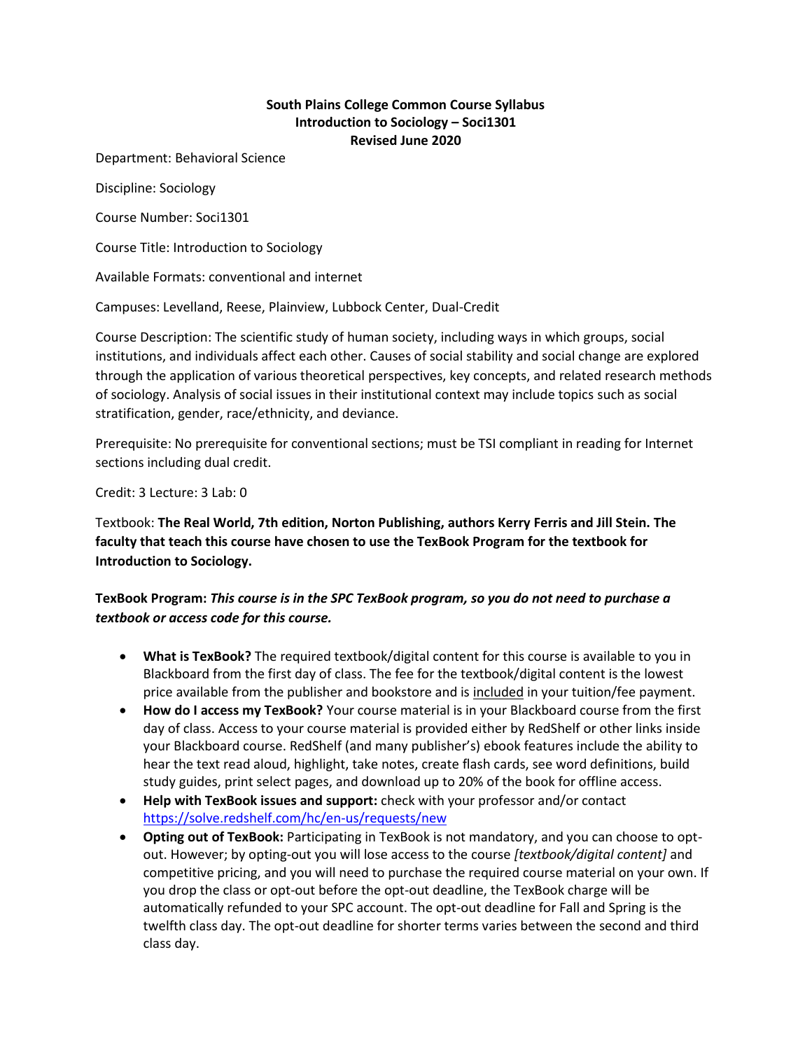**South Plains College Common Course Syllabus**
**Introduction to Sociology – Soci1301**
**Revised June 2020**

Department: Behavioral Science

Discipline: Sociology

Course Number: Soci1301

Course Title: Introduction to Sociology

Available Formats: conventional and internet

Campuses: Levelland, Reese, Plainview, Lubbock Center, Dual-Credit

Course Description: The scientific study of human society, including ways in which groups, social institutions, and individuals affect each other. Causes of social stability and social change are explored through the application of various theoretical perspectives, key concepts, and related research methods of sociology. Analysis of social issues in their institutional context may include topics such as social stratification, gender, race/ethnicity, and deviance.

Prerequisite: No prerequisite for conventional sections; must be TSI compliant in reading for Internet sections including dual credit.

Credit: 3 Lecture: 3 Lab: 0

Textbook: **The Real World, 7th edition, Norton Publishing, authors Kerry Ferris and Jill Stein. The faculty that teach this course have chosen to use the TexBook Program for the textbook for Introduction to Sociology.**

**TexBook Program:** ***This course is in the SPC TexBook program, so you do not need to purchase a textbook or access code for this course.***

- **What is TexBook?** The required textbook/digital content for this course is available to you in Blackboard from the first day of class. The fee for the textbook/digital content is the lowest price available from the publisher and bookstore and is included in your tuition/fee payment.
- **How do I access my TexBook?** Your course material is in your Blackboard course from the first day of class. Access to your course material is provided either by RedShelf or other links inside your Blackboard course. RedShelf (and many publisher's) ebook features include the ability to hear the text read aloud, highlight, take notes, create flash cards, see word definitions, build study guides, print select pages, and download up to 20% of the book for offline access.
- **Help with TexBook issues and support:** check with your professor and/or contact https://solve.redshelf.com/hc/en-us/requests/new
- **Opting out of TexBook:** Participating in TexBook is not mandatory, and you can choose to opt-out. However; by opting-out you will lose access to the course *[textbook/digital content]* and competitive pricing, and you will need to purchase the required course material on your own. If you drop the class or opt-out before the opt-out deadline, the TexBook charge will be automatically refunded to your SPC account. The opt-out deadline for Fall and Spring is the twelfth class day. The opt-out deadline for shorter terms varies between the second and third class day.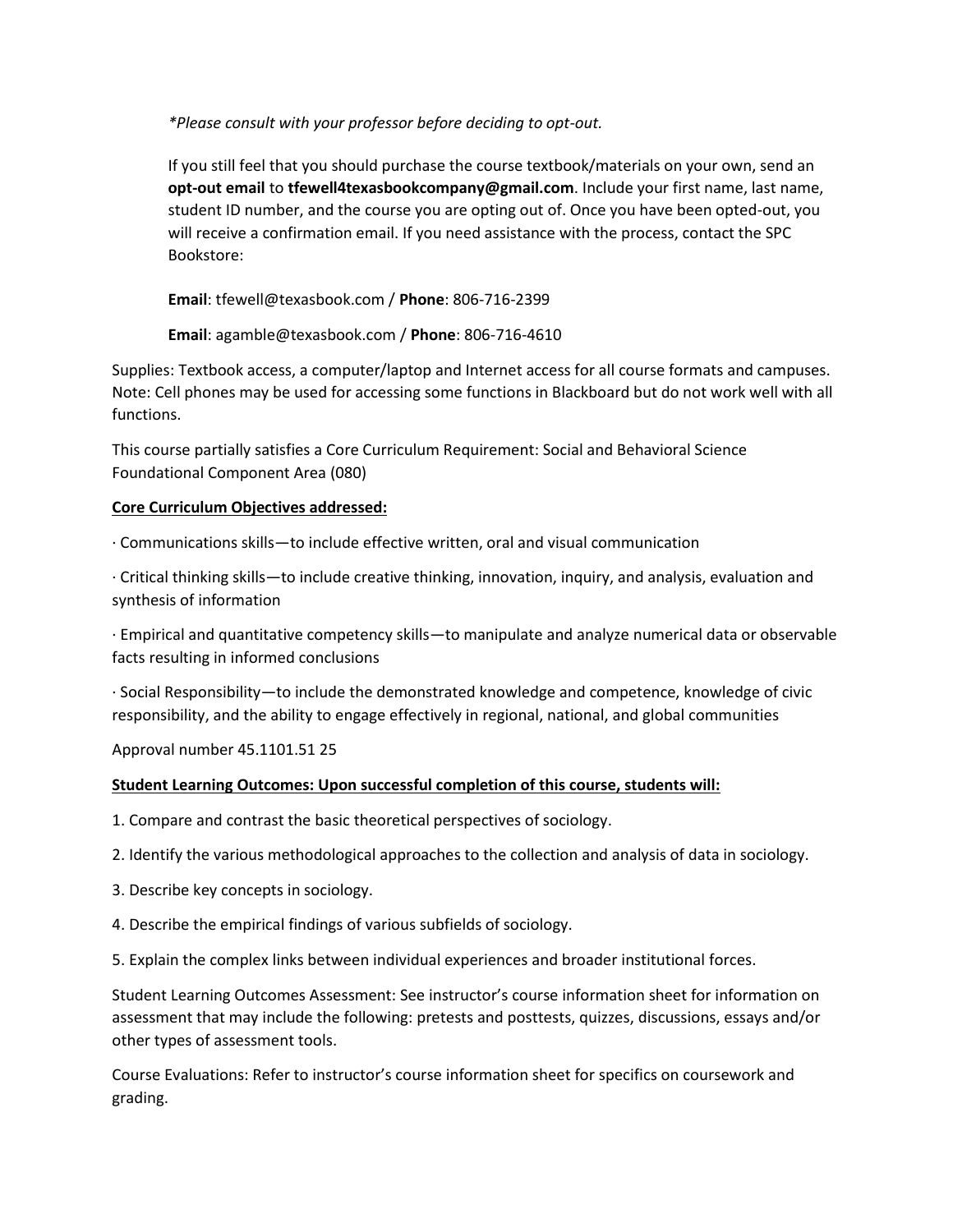*\*Please consult with your professor before deciding to opt-out.*

If you still feel that you should purchase the course textbook/materials on your own, send an **opt-out email** to **tfewell4texasbookcompany@gmail.com**. Include your first name, last name, student ID number, and the course you are opting out of. Once you have been opted-out, you will receive a confirmation email. If you need assistance with the process, contact the SPC Bookstore:

**Email**: tfewell@texasbook.com / **Phone**: 806-716-2399

**Email**: agamble@texasbook.com / **Phone**: 806-716-4610

Supplies: Textbook access, a computer/laptop and Internet access for all course formats and campuses. Note: Cell phones may be used for accessing some functions in Blackboard but do not work well with all functions.

This course partially satisfies a Core Curriculum Requirement: Social and Behavioral Science Foundational Component Area (080)

**Core Curriculum Objectives addressed:**

· Communications skills—to include effective written, oral and visual communication

· Critical thinking skills—to include creative thinking, innovation, inquiry, and analysis, evaluation and synthesis of information

· Empirical and quantitative competency skills—to manipulate and analyze numerical data or observable facts resulting in informed conclusions

· Social Responsibility—to include the demonstrated knowledge and competence, knowledge of civic responsibility, and the ability to engage effectively in regional, national, and global communities

Approval number 45.1101.51 25

**Student Learning Outcomes: Upon successful completion of this course, students will:**

1. Compare and contrast the basic theoretical perspectives of sociology.
2. Identify the various methodological approaches to the collection and analysis of data in sociology.
3. Describe key concepts in sociology.
4. Describe the empirical findings of various subfields of sociology.
5. Explain the complex links between individual experiences and broader institutional forces.

Student Learning Outcomes Assessment: See instructor's course information sheet for information on assessment that may include the following: pretests and posttests, quizzes, discussions, essays and/or other types of assessment tools.

Course Evaluations: Refer to instructor's course information sheet for specifics on coursework and grading.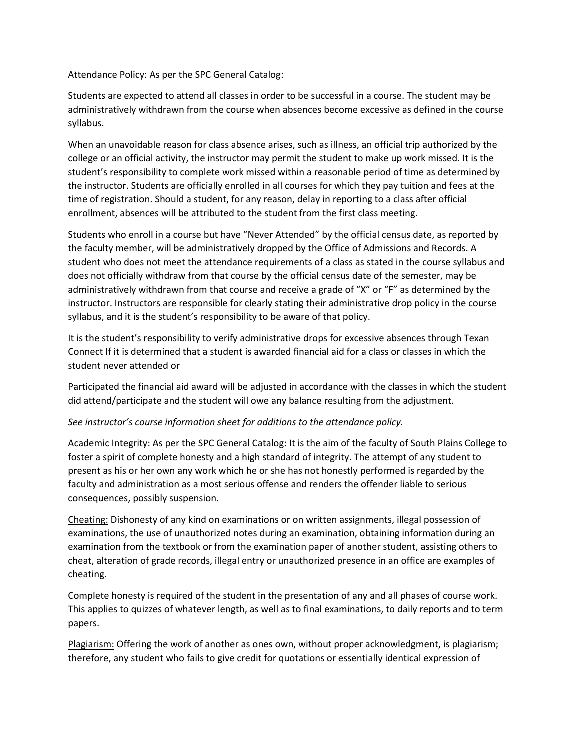Attendance Policy: As per the SPC General Catalog:

Students are expected to attend all classes in order to be successful in a course. The student may be administratively withdrawn from the course when absences become excessive as defined in the course syllabus.

When an unavoidable reason for class absence arises, such as illness, an official trip authorized by the college or an official activity, the instructor may permit the student to make up work missed. It is the student's responsibility to complete work missed within a reasonable period of time as determined by the instructor. Students are officially enrolled in all courses for which they pay tuition and fees at the time of registration. Should a student, for any reason, delay in reporting to a class after official enrollment, absences will be attributed to the student from the first class meeting.

Students who enroll in a course but have "Never Attended" by the official census date, as reported by the faculty member, will be administratively dropped by the Office of Admissions and Records. A student who does not meet the attendance requirements of a class as stated in the course syllabus and does not officially withdraw from that course by the official census date of the semester, may be administratively withdrawn from that course and receive a grade of "X" or "F" as determined by the instructor. Instructors are responsible for clearly stating their administrative drop policy in the course syllabus, and it is the student's responsibility to be aware of that policy.

It is the student's responsibility to verify administrative drops for excessive absences through Texan Connect If it is determined that a student is awarded financial aid for a class or classes in which the student never attended or

Participated the financial aid award will be adjusted in accordance with the classes in which the student did attend/participate and the student will owe any balance resulting from the adjustment.

*See instructor's course information sheet for additions to the attendance policy.*

<u>Academic Integrity: As per the SPC General Catalog:</u> It is the aim of the faculty of South Plains College to foster a spirit of complete honesty and a high standard of integrity. The attempt of any student to present as his or her own any work which he or she has not honestly performed is regarded by the faculty and administration as a most serious offense and renders the offender liable to serious consequences, possibly suspension.

<u>Cheating:</u> Dishonesty of any kind on examinations or on written assignments, illegal possession of examinations, the use of unauthorized notes during an examination, obtaining information during an examination from the textbook or from the examination paper of another student, assisting others to cheat, alteration of grade records, illegal entry or unauthorized presence in an office are examples of cheating.

Complete honesty is required of the student in the presentation of any and all phases of course work. This applies to quizzes of whatever length, as well as to final examinations, to daily reports and to term papers.

<u>Plagiarism:</u> Offering the work of another as ones own, without proper acknowledgment, is plagiarism; therefore, any student who fails to give credit for quotations or essentially identical expression of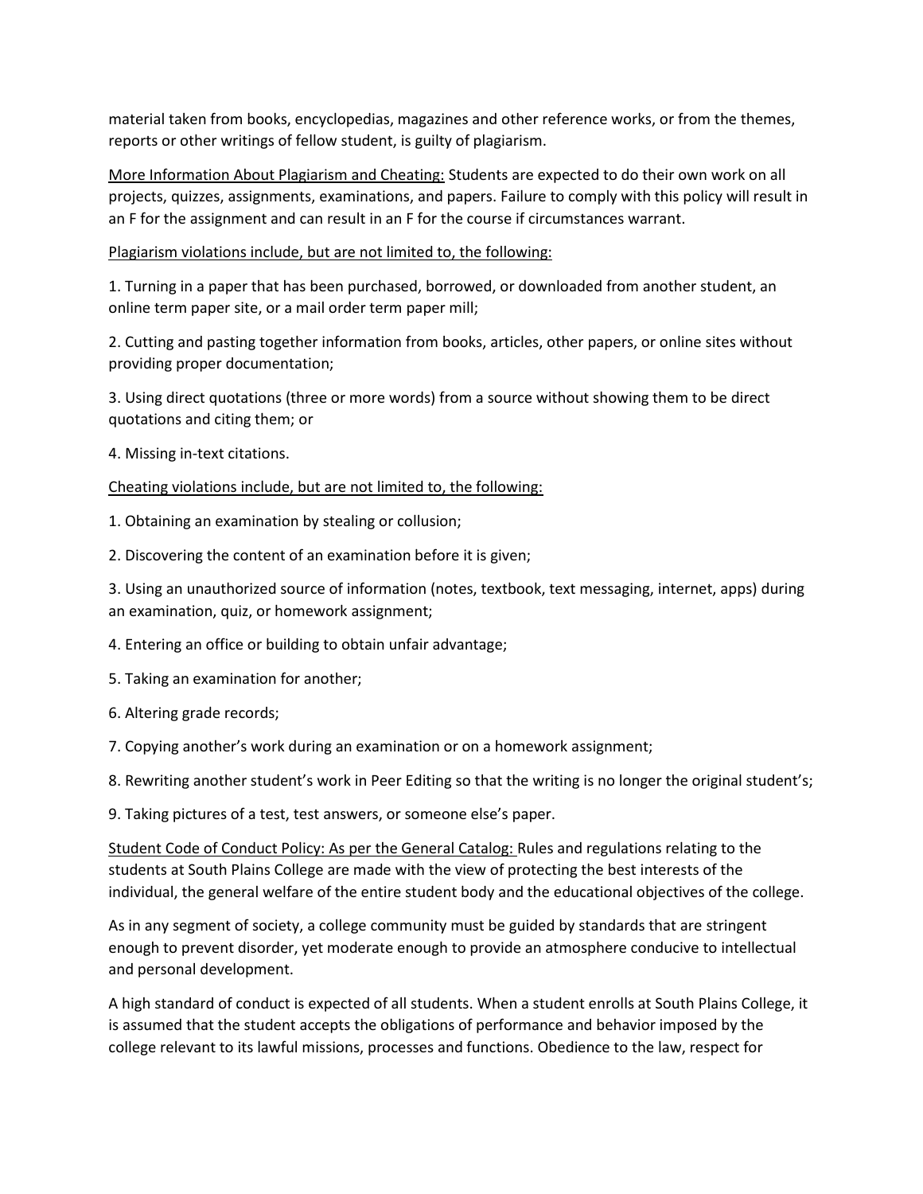material taken from books, encyclopedias, magazines and other reference works, or from the themes, reports or other writings of fellow student, is guilty of plagiarism.

More Information About Plagiarism and Cheating: Students are expected to do their own work on all projects, quizzes, assignments, examinations, and papers. Failure to comply with this policy will result in an F for the assignment and can result in an F for the course if circumstances warrant.

Plagiarism violations include, but are not limited to, the following:

1. Turning in a paper that has been purchased, borrowed, or downloaded from another student, an online term paper site, or a mail order term paper mill;

2. Cutting and pasting together information from books, articles, other papers, or online sites without providing proper documentation;

3. Using direct quotations (three or more words) from a source without showing them to be direct quotations and citing them; or

4. Missing in-text citations.

Cheating violations include, but are not limited to, the following:

1. Obtaining an examination by stealing or collusion;

2. Discovering the content of an examination before it is given;

3. Using an unauthorized source of information (notes, textbook, text messaging, internet, apps) during an examination, quiz, or homework assignment;

4. Entering an office or building to obtain unfair advantage;

5. Taking an examination for another;

6. Altering grade records;

7. Copying another's work during an examination or on a homework assignment;

8. Rewriting another student's work in Peer Editing so that the writing is no longer the original student's;

9. Taking pictures of a test, test answers, or someone else's paper.

Student Code of Conduct Policy: As per the General Catalog: Rules and regulations relating to the students at South Plains College are made with the view of protecting the best interests of the individual, the general welfare of the entire student body and the educational objectives of the college.

As in any segment of society, a college community must be guided by standards that are stringent enough to prevent disorder, yet moderate enough to provide an atmosphere conducive to intellectual and personal development.

A high standard of conduct is expected of all students. When a student enrolls at South Plains College, it is assumed that the student accepts the obligations of performance and behavior imposed by the college relevant to its lawful missions, processes and functions. Obedience to the law, respect for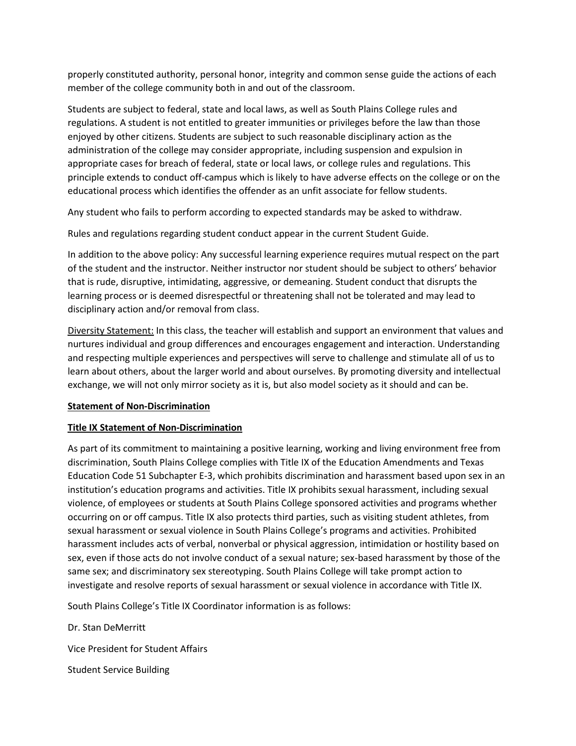properly constituted authority, personal honor, integrity and common sense guide the actions of each member of the college community both in and out of the classroom.

Students are subject to federal, state and local laws, as well as South Plains College rules and regulations. A student is not entitled to greater immunities or privileges before the law than those enjoyed by other citizens. Students are subject to such reasonable disciplinary action as the administration of the college may consider appropriate, including suspension and expulsion in appropriate cases for breach of federal, state or local laws, or college rules and regulations. This principle extends to conduct off-campus which is likely to have adverse effects on the college or on the educational process which identifies the offender as an unfit associate for fellow students.

Any student who fails to perform according to expected standards may be asked to withdraw.

Rules and regulations regarding student conduct appear in the current Student Guide.

In addition to the above policy: Any successful learning experience requires mutual respect on the part of the student and the instructor. Neither instructor nor student should be subject to others' behavior that is rude, disruptive, intimidating, aggressive, or demeaning. Student conduct that disrupts the learning process or is deemed disrespectful or threatening shall not be tolerated and may lead to disciplinary action and/or removal from class.

Diversity Statement: In this class, the teacher will establish and support an environment that values and nurtures individual and group differences and encourages engagement and interaction. Understanding and respecting multiple experiences and perspectives will serve to challenge and stimulate all of us to learn about others, about the larger world and about ourselves. By promoting diversity and intellectual exchange, we will not only mirror society as it is, but also model society as it should and can be.

**Statement of Non-Discrimination**

**Title IX Statement of Non-Discrimination**

As part of its commitment to maintaining a positive learning, working and living environment free from discrimination, South Plains College complies with Title IX of the Education Amendments and Texas Education Code 51 Subchapter E-3, which prohibits discrimination and harassment based upon sex in an institution's education programs and activities. Title IX prohibits sexual harassment, including sexual violence, of employees or students at South Plains College sponsored activities and programs whether occurring on or off campus. Title IX also protects third parties, such as visiting student athletes, from sexual harassment or sexual violence in South Plains College's programs and activities. Prohibited harassment includes acts of verbal, nonverbal or physical aggression, intimidation or hostility based on sex, even if those acts do not involve conduct of a sexual nature; sex-based harassment by those of the same sex; and discriminatory sex stereotyping. South Plains College will take prompt action to investigate and resolve reports of sexual harassment or sexual violence in accordance with Title IX.

South Plains College's Title IX Coordinator information is as follows:

Dr. Stan DeMerritt

Vice President for Student Affairs

Student Service Building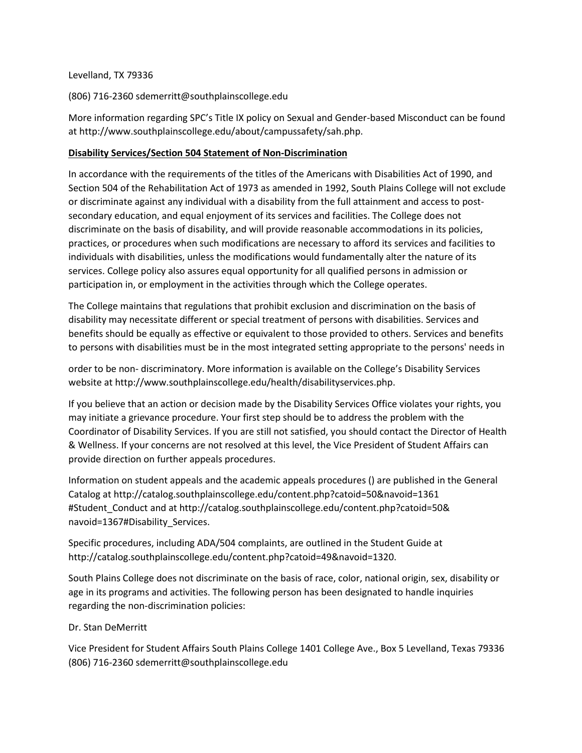Levelland, TX 79336

(806) 716-2360 sdemerritt@southplainscollege.edu

More information regarding SPC's Title IX policy on Sexual and Gender-based Misconduct can be found at http://www.southplainscollege.edu/about/campussafety/sah.php.

**Disability Services/Section 504 Statement of Non-Discrimination**

In accordance with the requirements of the titles of the Americans with Disabilities Act of 1990, and Section 504 of the Rehabilitation Act of 1973 as amended in 1992, South Plains College will not exclude or discriminate against any individual with a disability from the full attainment and access to post-secondary education, and equal enjoyment of its services and facilities. The College does not discriminate on the basis of disability, and will provide reasonable accommodations in its policies, practices, or procedures when such modifications are necessary to afford its services and facilities to individuals with disabilities, unless the modifications would fundamentally alter the nature of its services. College policy also assures equal opportunity for all qualified persons in admission or participation in, or employment in the activities through which the College operates.

The College maintains that regulations that prohibit exclusion and discrimination on the basis of disability may necessitate different or special treatment of persons with disabilities. Services and benefits should be equally as effective or equivalent to those provided to others. Services and benefits to persons with disabilities must be in the most integrated setting appropriate to the persons' needs in order to be non- discriminatory. More information is available on the College's Disability Services website at http://www.southplainscollege.edu/health/disabilityservices.php.

If you believe that an action or decision made by the Disability Services Office violates your rights, you may initiate a grievance procedure. Your first step should be to address the problem with the Coordinator of Disability Services. If you are still not satisfied, you should contact the Director of Health & Wellness. If your concerns are not resolved at this level, the Vice President of Student Affairs can provide direction on further appeals procedures.

Information on student appeals and the academic appeals procedures () are published in the General Catalog at http://catalog.southplainscollege.edu/content.php?catoid=50&navoid=1361#Student_Conduct and at http://catalog.southplainscollege.edu/content.php?catoid=50&navoid=1367#Disability_Services.

Specific procedures, including ADA/504 complaints, are outlined in the Student Guide at http://catalog.southplainscollege.edu/content.php?catoid=49&navoid=1320.

South Plains College does not discriminate on the basis of race, color, national origin, sex, disability or age in its programs and activities. The following person has been designated to handle inquiries regarding the non-discrimination policies:

Dr. Stan DeMerritt

Vice President for Student Affairs South Plains College 1401 College Ave., Box 5 Levelland, Texas 79336 (806) 716-2360 sdemerritt@southplainscollege.edu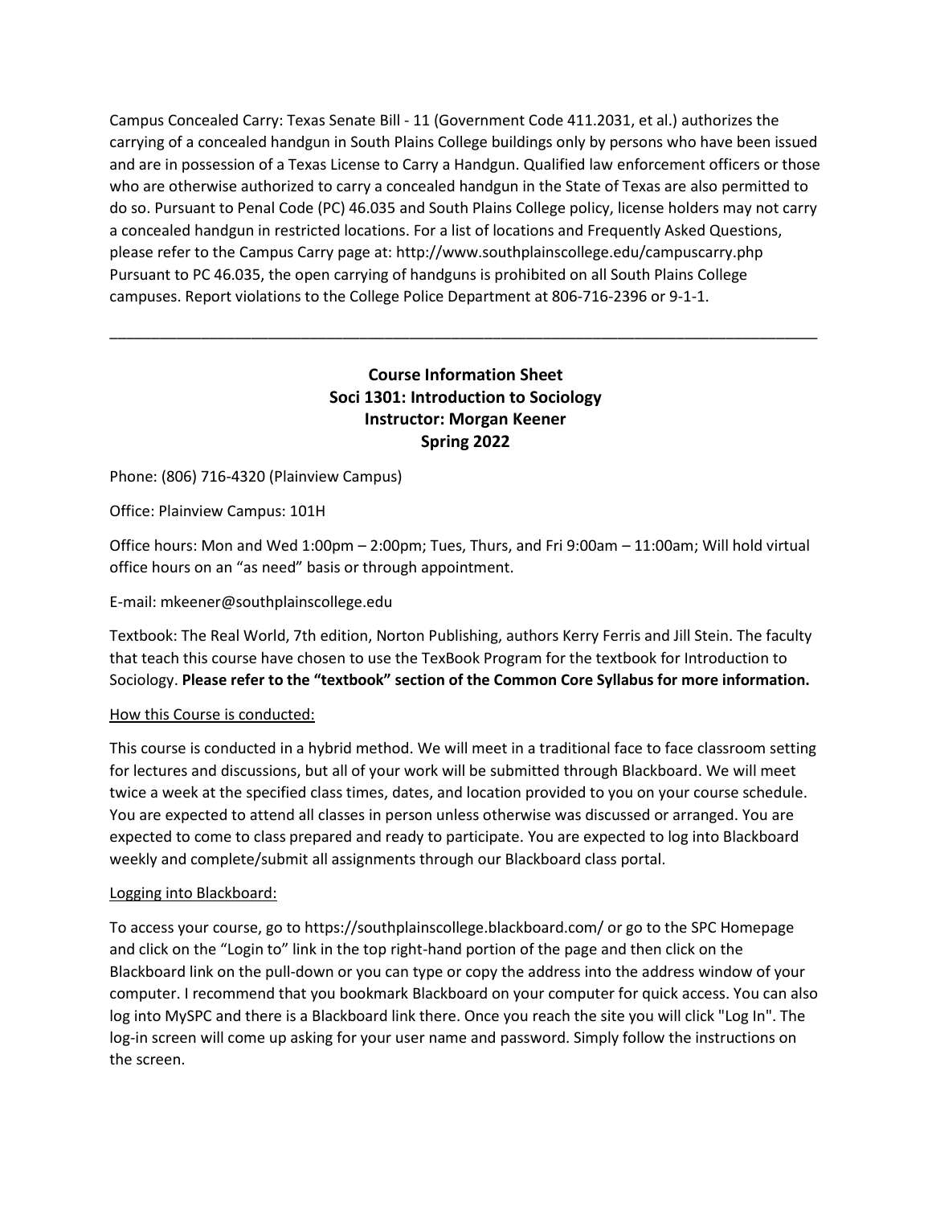Campus Concealed Carry: Texas Senate Bill - 11 (Government Code 411.2031, et al.) authorizes the carrying of a concealed handgun in South Plains College buildings only by persons who have been issued and are in possession of a Texas License to Carry a Handgun. Qualified law enforcement officers or those who are otherwise authorized to carry a concealed handgun in the State of Texas are also permitted to do so. Pursuant to Penal Code (PC) 46.035 and South Plains College policy, license holders may not carry a concealed handgun in restricted locations. For a list of locations and Frequently Asked Questions, please refer to the Campus Carry page at: http://www.southplainscollege.edu/campuscarry.php Pursuant to PC 46.035, the open carrying of handguns is prohibited on all South Plains College campuses. Report violations to the College Police Department at 806-716-2396 or 9-1-1.

---

**Course Information Sheet**
**Soci 1301: Introduction to Sociology**
**Instructor: Morgan Keener**
**Spring 2022**

Phone: (806) 716-4320 (Plainview Campus)

Office: Plainview Campus: 101H

Office hours: Mon and Wed 1:00pm – 2:00pm; Tues, Thurs, and Fri 9:00am – 11:00am; Will hold virtual office hours on an "as need" basis or through appointment.

E-mail: mkeener@southplainscollege.edu

Textbook: The Real World, 7th edition, Norton Publishing, authors Kerry Ferris and Jill Stein. The faculty that teach this course have chosen to use the TexBook Program for the textbook for Introduction to Sociology. **Please refer to the "textbook" section of the Common Core Syllabus for more information.**

<u>How this Course is conducted:</u>

This course is conducted in a hybrid method. We will meet in a traditional face to face classroom setting for lectures and discussions, but all of your work will be submitted through Blackboard. We will meet twice a week at the specified class times, dates, and location provided to you on your course schedule. You are expected to attend all classes in person unless otherwise was discussed or arranged. You are expected to come to class prepared and ready to participate. You are expected to log into Blackboard weekly and complete/submit all assignments through our Blackboard class portal.

<u>Logging into Blackboard:</u>

To access your course, go to https://southplainscollege.blackboard.com/ or go to the SPC Homepage and click on the "Login to" link in the top right-hand portion of the page and then click on the Blackboard link on the pull-down or you can type or copy the address into the address window of your computer. I recommend that you bookmark Blackboard on your computer for quick access. You can also log into MySPC and there is a Blackboard link there. Once you reach the site you will click "Log In". The log-in screen will come up asking for your user name and password. Simply follow the instructions on the screen.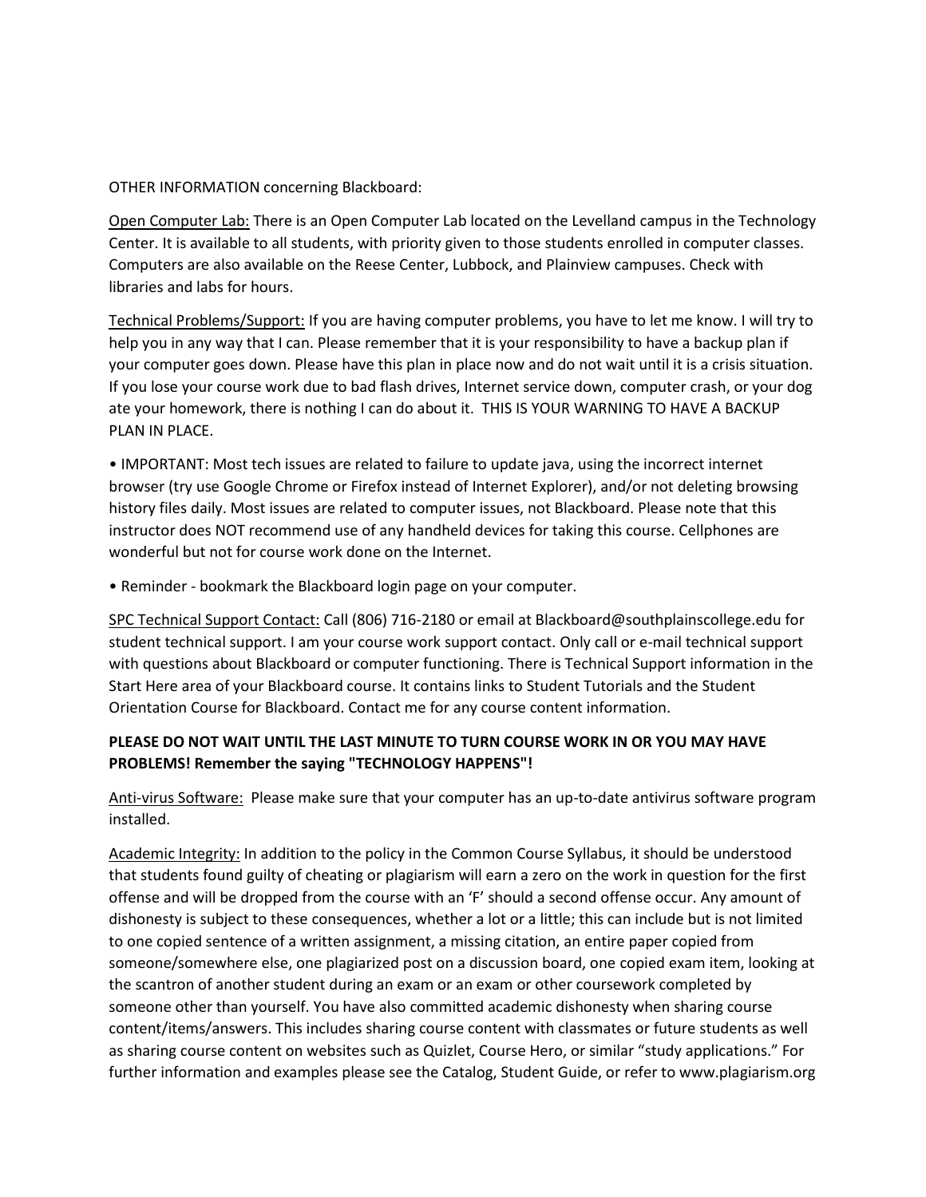OTHER INFORMATION concerning Blackboard:

<u>Open Computer Lab:</u> There is an Open Computer Lab located on the Levelland campus in the Technology Center. It is available to all students, with priority given to those students enrolled in computer classes. Computers are also available on the Reese Center, Lubbock, and Plainview campuses. Check with libraries and labs for hours.

<u>Technical Problems/Support:</u> If you are having computer problems, you have to let me know. I will try to help you in any way that I can. Please remember that it is your responsibility to have a backup plan if your computer goes down. Please have this plan in place now and do not wait until it is a crisis situation. If you lose your course work due to bad flash drives, Internet service down, computer crash, or your dog ate your homework, there is nothing I can do about it. THIS IS YOUR WARNING TO HAVE A BACKUP PLAN IN PLACE.

- IMPORTANT: Most tech issues are related to failure to update java, using the incorrect internet browser (try use Google Chrome or Firefox instead of Internet Explorer), and/or not deleting browsing history files daily. Most issues are related to computer issues, not Blackboard. Please note that this instructor does NOT recommend use of any handheld devices for taking this course. Cellphones are wonderful but not for course work done on the Internet.

- Reminder - bookmark the Blackboard login page on your computer.

<u>SPC Technical Support Contact:</u> Call (806) 716-2180 or email at Blackboard@southplainscollege.edu for student technical support. I am your course work support contact. Only call or e-mail technical support with questions about Blackboard or computer functioning. There is Technical Support information in the Start Here area of your Blackboard course. It contains links to Student Tutorials and the Student Orientation Course for Blackboard. Contact me for any course content information.

**PLEASE DO NOT WAIT UNTIL THE LAST MINUTE TO TURN COURSE WORK IN OR YOU MAY HAVE PROBLEMS! Remember the saying "TECHNOLOGY HAPPENS"!**

<u>Anti-virus Software:</u> Please make sure that your computer has an up-to-date antivirus software program installed.

<u>Academic Integrity:</u> In addition to the policy in the Common Course Syllabus, it should be understood that students found guilty of cheating or plagiarism will earn a zero on the work in question for the first offense and will be dropped from the course with an 'F' should a second offense occur. Any amount of dishonesty is subject to these consequences, whether a lot or a little; this can include but is not limited to one copied sentence of a written assignment, a missing citation, an entire paper copied from someone/somewhere else, one plagiarized post on a discussion board, one copied exam item, looking at the scantron of another student during an exam or an exam or other coursework completed by someone other than yourself. You have also committed academic dishonesty when sharing course content/items/answers. This includes sharing course content with classmates or future students as well as sharing course content on websites such as Quizlet, Course Hero, or similar "study applications." For further information and examples please see the Catalog, Student Guide, or refer to www.plagiarism.org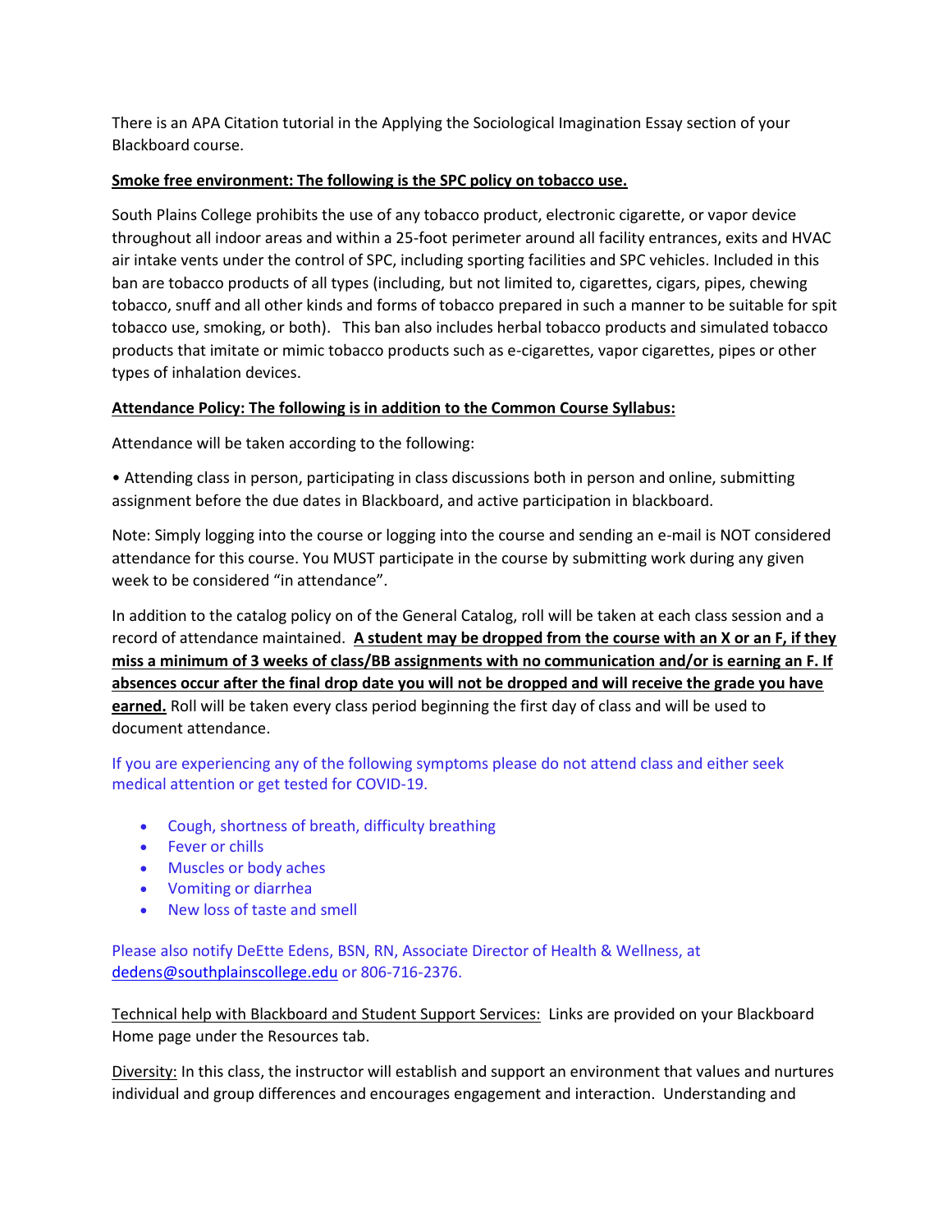There is an APA Citation tutorial in the Applying the Sociological Imagination Essay section of your Blackboard course.

**Smoke free environment: The following is the SPC policy on tobacco use.**

South Plains College prohibits the use of any tobacco product, electronic cigarette, or vapor device throughout all indoor areas and within a 25-foot perimeter around all facility entrances, exits and HVAC air intake vents under the control of SPC, including sporting facilities and SPC vehicles. Included in this ban are tobacco products of all types (including, but not limited to, cigarettes, cigars, pipes, chewing tobacco, snuff and all other kinds and forms of tobacco prepared in such a manner to be suitable for spit tobacco use, smoking, or both). This ban also includes herbal tobacco products and simulated tobacco products that imitate or mimic tobacco products such as e-cigarettes, vapor cigarettes, pipes or other types of inhalation devices.

**Attendance Policy: The following is in addition to the Common Course Syllabus:**

Attendance will be taken according to the following:

• Attending class in person, participating in class discussions both in person and online, submitting assignment before the due dates in Blackboard, and active participation in blackboard.

Note: Simply logging into the course or logging into the course and sending an e-mail is NOT considered attendance for this course. You MUST participate in the course by submitting work during any given week to be considered "in attendance".

In addition to the catalog policy on of the General Catalog, roll will be taken at each class session and a record of attendance maintained. **A student may be dropped from the course with an X or an F, if they miss a minimum of 3 weeks of class/BB assignments with no communication and/or is earning an F. If absences occur after the final drop date you will not be dropped and will receive the grade you have earned.** Roll will be taken every class period beginning the first day of class and will be used to document attendance.

If you are experiencing any of the following symptoms please do not attend class and either seek medical attention or get tested for COVID-19.

- Cough, shortness of breath, difficulty breathing
- Fever or chills
- Muscles or body aches
- Vomiting or diarrhea
- New loss of taste and smell

Please also notify DeEtte Edens, BSN, RN, Associate Director of Health & Wellness, at dedens@southplainscollege.edu or 806-716-2376.

Technical help with Blackboard and Student Support Services: Links are provided on your Blackboard Home page under the Resources tab.

Diversity: In this class, the instructor will establish and support an environment that values and nurtures individual and group differences and encourages engagement and interaction. Understanding and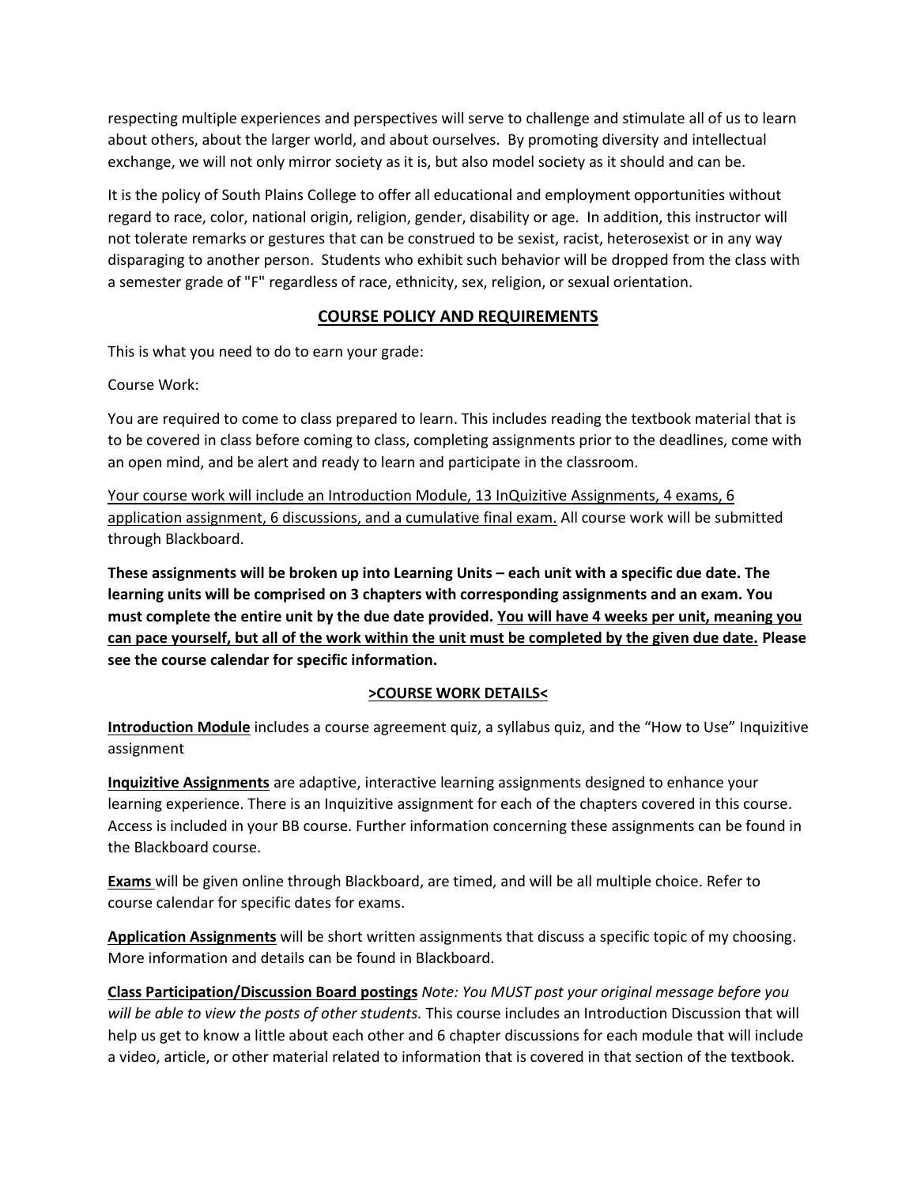respecting multiple experiences and perspectives will serve to challenge and stimulate all of us to learn about others, about the larger world, and about ourselves. By promoting diversity and intellectual exchange, we will not only mirror society as it is, but also model society as it should and can be.

It is the policy of South Plains College to offer all educational and employment opportunities without regard to race, color, national origin, religion, gender, disability or age. In addition, this instructor will not tolerate remarks or gestures that can be construed to be sexist, racist, heterosexist or in any way disparaging to another person. Students who exhibit such behavior will be dropped from the class with a semester grade of "F" regardless of race, ethnicity, sex, religion, or sexual orientation.

## COURSE POLICY AND REQUIREMENTS

This is what you need to do to earn your grade:

Course Work:

You are required to come to class prepared to learn. This includes reading the textbook material that is to be covered in class before coming to class, completing assignments prior to the deadlines, come with an open mind, and be alert and ready to learn and participate in the classroom.

<u>Your course work will include an Introduction Module, 13 InQuizitive Assignments, 4 exams, 6 application assignment, 6 discussions, and a cumulative final exam.</u> All course work will be submitted through Blackboard.

**These assignments will be broken up into Learning Units – each unit with a specific due date. The learning units will be comprised on 3 chapters with corresponding assignments and an exam. You must complete the entire unit by the due date provided. <u>You will have 4 weeks per unit, meaning you can pace yourself, but all of the work within the unit must be completed by the given due date.</u> Please see the course calendar for specific information.**

### >COURSE WORK DETAILS<

**<u>Introduction Module</u>** includes a course agreement quiz, a syllabus quiz, and the "How to Use" Inquizitive assignment

**<u>Inquizitive Assignments</u>** are adaptive, interactive learning assignments designed to enhance your learning experience. There is an Inquizitive assignment for each of the chapters covered in this course. Access is included in your BB course. Further information concerning these assignments can be found in the Blackboard course.

**<u>Exams</u>** will be given online through Blackboard, are timed, and will be all multiple choice. Refer to course calendar for specific dates for exams.

**<u>Application Assignments</u>** will be short written assignments that discuss a specific topic of my choosing. More information and details can be found in Blackboard.

**<u>Class Participation/Discussion Board postings</u>** *Note: You MUST post your original message before you will be able to view the posts of other students.* This course includes an Introduction Discussion that will help us get to know a little about each other and 6 chapter discussions for each module that will include a video, article, or other material related to information that is covered in that section of the textbook.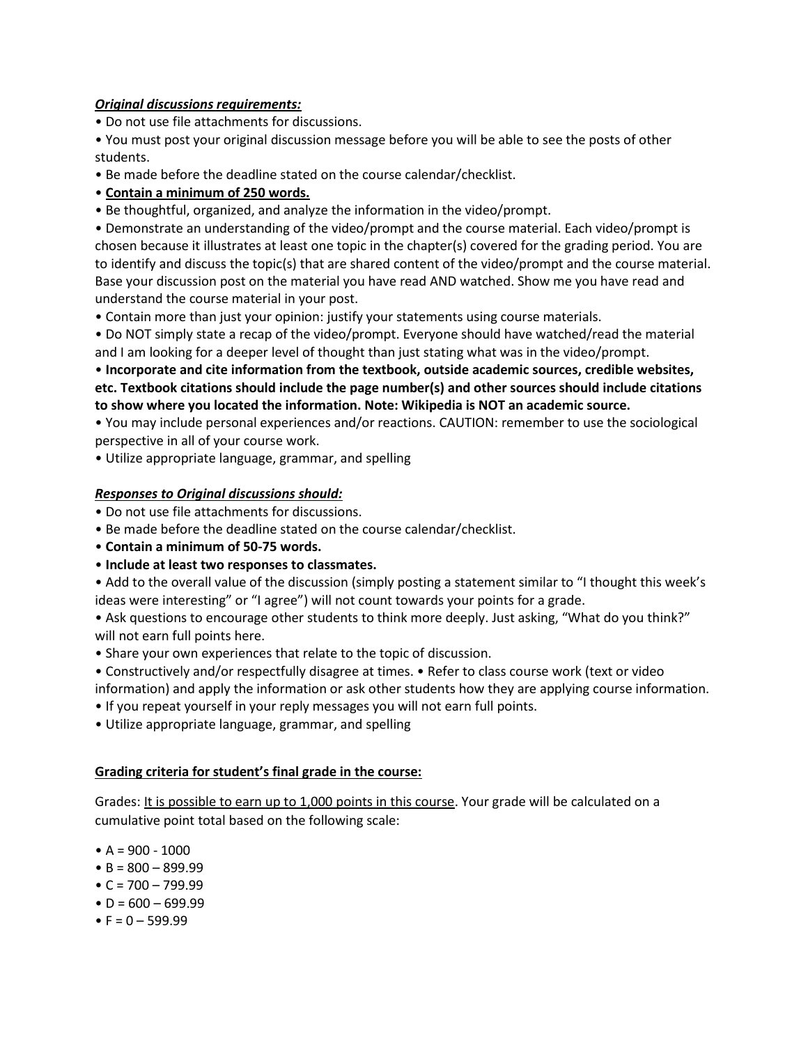***Original discussions requirements:***

- Do not use file attachments for discussions.
- You must post your original discussion message before you will be able to see the posts of other students.
- Be made before the deadline stated on the course calendar/checklist.
- **<u>Contain a minimum of 250 words.</u>**
- Be thoughtful, organized, and analyze the information in the video/prompt.
- Demonstrate an understanding of the video/prompt and the course material. Each video/prompt is chosen because it illustrates at least one topic in the chapter(s) covered for the grading period. You are to identify and discuss the topic(s) that are shared content of the video/prompt and the course material. Base your discussion post on the material you have read AND watched. Show me you have read and understand the course material in your post.
- Contain more than just your opinion: justify your statements using course materials.
- Do NOT simply state a recap of the video/prompt. Everyone should have watched/read the material and I am looking for a deeper level of thought than just stating what was in the video/prompt.
- **Incorporate and cite information from the textbook, outside academic sources, credible websites, etc. Textbook citations should include the page number(s) and other sources should include citations to show where you located the information. Note: Wikipedia is NOT an academic source.**
- You may include personal experiences and/or reactions. CAUTION: remember to use the sociological perspective in all of your course work.
- Utilize appropriate language, grammar, and spelling

***Responses to Original discussions should:***

- Do not use file attachments for discussions.
- Be made before the deadline stated on the course calendar/checklist.
- **Contain a minimum of 50-75 words.**
- **Include at least two responses to classmates.**
- Add to the overall value of the discussion (simply posting a statement similar to "I thought this week's ideas were interesting" or "I agree") will not count towards your points for a grade.
- Ask questions to encourage other students to think more deeply. Just asking, "What do you think?" will not earn full points here.
- Share your own experiences that relate to the topic of discussion.
- Constructively and/or respectfully disagree at times. • Refer to class course work (text or video information) and apply the information or ask other students how they are applying course information.
- If you repeat yourself in your reply messages you will not earn full points.
- Utilize appropriate language, grammar, and spelling

**<u>Grading criteria for student's final grade in the course:</u>**

Grades: <u>It is possible to earn up to 1,000 points in this course</u>. Your grade will be calculated on a cumulative point total based on the following scale:

- A = 900 - 1000
- B = 800 – 899.99
- C = 700 – 799.99
- D = 600 – 699.99
- F = 0 – 599.99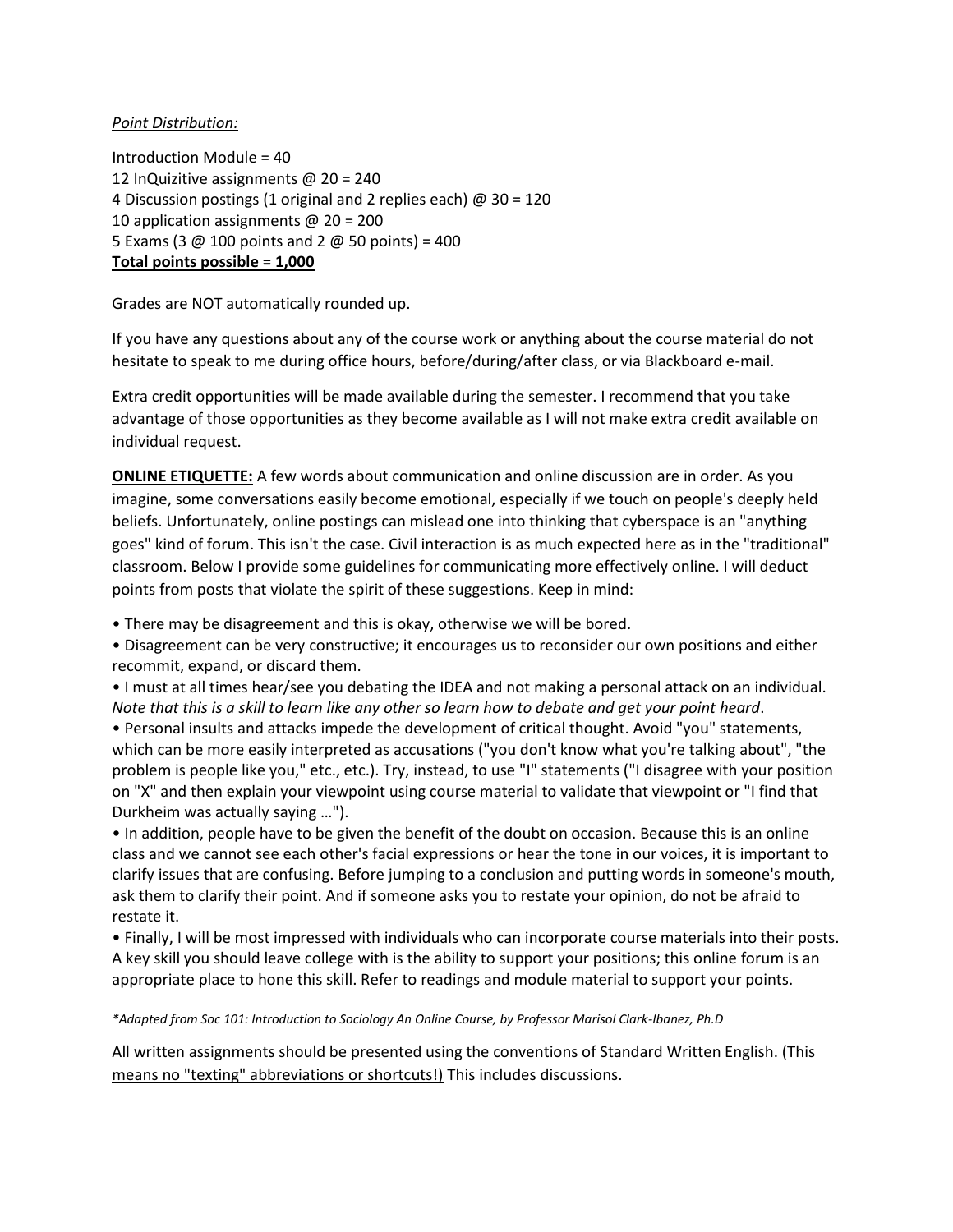*Point Distribution:*

Introduction Module = 40
12 InQuizitive assignments @ 20 = 240
4 Discussion postings (1 original and 2 replies each) @ 30 = 120
10 application assignments @ 20 = 200
5 Exams (3 @ 100 points and 2 @ 50 points) = 400
**Total points possible = 1,000**

Grades are NOT automatically rounded up.

If you have any questions about any of the course work or anything about the course material do not hesitate to speak to me during office hours, before/during/after class, or via Blackboard e-mail.

Extra credit opportunities will be made available during the semester. I recommend that you take advantage of those opportunities as they become available as I will not make extra credit available on individual request.

**ONLINE ETIQUETTE:** A few words about communication and online discussion are in order. As you imagine, some conversations easily become emotional, especially if we touch on people's deeply held beliefs. Unfortunately, online postings can mislead one into thinking that cyberspace is an "anything goes" kind of forum. This isn't the case. Civil interaction is as much expected here as in the "traditional" classroom. Below I provide some guidelines for communicating more effectively online. I will deduct points from posts that violate the spirit of these suggestions. Keep in mind:

• There may be disagreement and this is okay, otherwise we will be bored.
• Disagreement can be very constructive; it encourages us to reconsider our own positions and either recommit, expand, or discard them.
• I must at all times hear/see you debating the IDEA and not making a personal attack on an individual. *Note that this is a skill to learn like any other so learn how to debate and get your point heard*.
• Personal insults and attacks impede the development of critical thought. Avoid "you" statements, which can be more easily interpreted as accusations ("you don't know what you're talking about", "the problem is people like you," etc., etc.). Try, instead, to use "I" statements ("I disagree with your position on "X" and then explain your viewpoint using course material to validate that viewpoint or "I find that Durkheim was actually saying …").
• In addition, people have to be given the benefit of the doubt on occasion. Because this is an online class and we cannot see each other's facial expressions or hear the tone in our voices, it is important to clarify issues that are confusing. Before jumping to a conclusion and putting words in someone's mouth, ask them to clarify their point. And if someone asks you to restate your opinion, do not be afraid to restate it.
• Finally, I will be most impressed with individuals who can incorporate course materials into their posts. A key skill you should leave college with is the ability to support your positions; this online forum is an appropriate place to hone this skill. Refer to readings and module material to support your points.

*\*Adapted from Soc 101: Introduction to Sociology An Online Course, by Professor Marisol Clark-Ibanez, Ph.D*

<u>All written assignments should be presented using the conventions of Standard Written English. (This means no "texting" abbreviations or shortcuts!)</u> This includes discussions.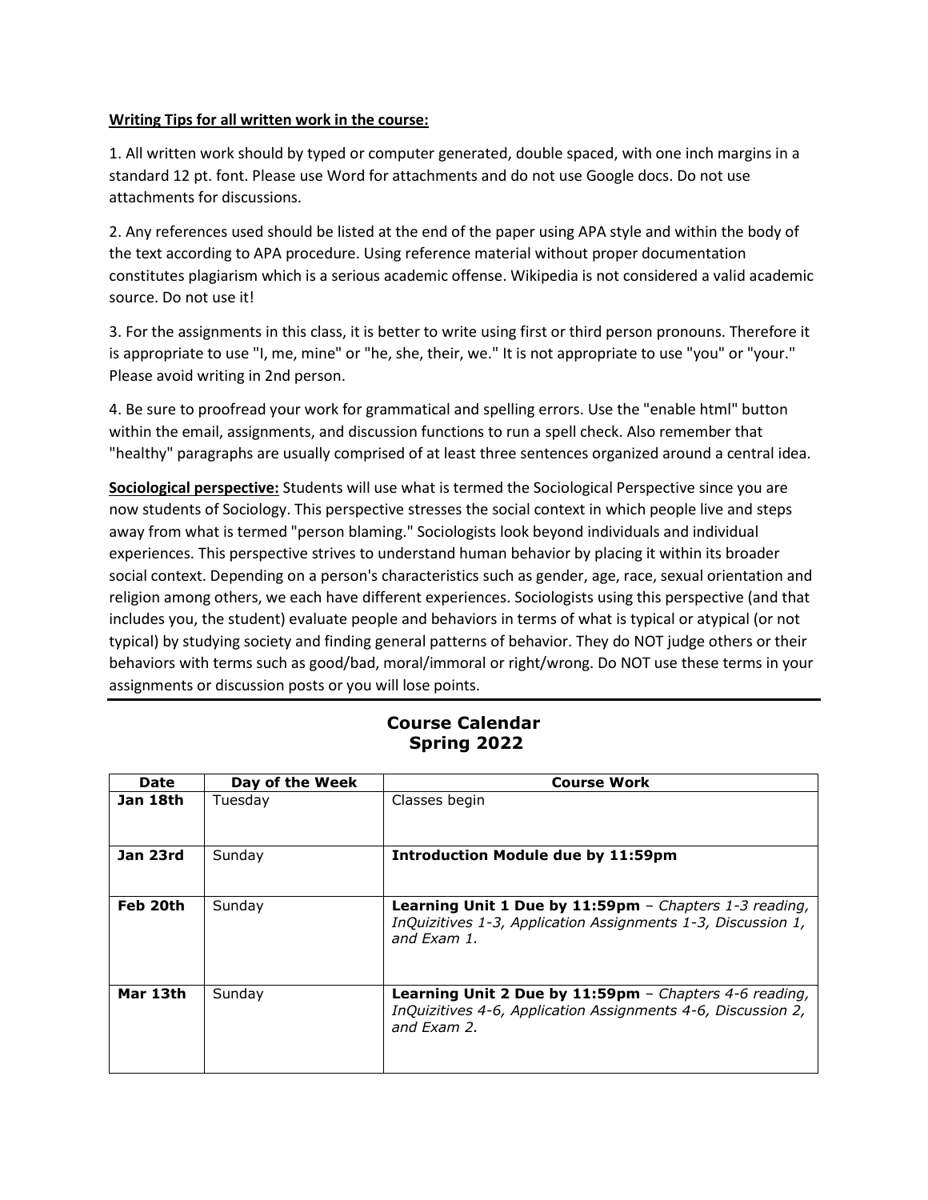**<u>Writing Tips for all written work in the course:</u>**

1. All written work should by typed or computer generated, double spaced, with one inch margins in a standard 12 pt. font. Please use Word for attachments and do not use Google docs. Do not use attachments for discussions.

2. Any references used should be listed at the end of the paper using APA style and within the body of the text according to APA procedure. Using reference material without proper documentation constitutes plagiarism which is a serious academic offense. Wikipedia is not considered a valid academic source. Do not use it!

3. For the assignments in this class, it is better to write using first or third person pronouns. Therefore it is appropriate to use "I, me, mine" or "he, she, their, we." It is not appropriate to use "you" or "your." Please avoid writing in 2nd person.

4. Be sure to proofread your work for grammatical and spelling errors. Use the "enable html" button within the email, assignments, and discussion functions to run a spell check. Also remember that "healthy" paragraphs are usually comprised of at least three sentences organized around a central idea.

**<u>Sociological perspective:</u>** Students will use what is termed the Sociological Perspective since you are now students of Sociology. This perspective stresses the social context in which people live and steps away from what is termed "person blaming." Sociologists look beyond individuals and individual experiences. This perspective strives to understand human behavior by placing it within its broader social context. Depending on a person's characteristics such as gender, age, race, sexual orientation and religion among others, we each have different experiences. Sociologists using this perspective (and that includes you, the student) evaluate people and behaviors in terms of what is typical or atypical (or not typical) by studying society and finding general patterns of behavior. They do NOT judge others or their behaviors with terms such as good/bad, moral/immoral or right/wrong. Do NOT use these terms in your assignments or discussion posts or you will lose points.

## Course Calendar
## Spring 2022

| Date | Day of the Week | Course Work |
|---|---|---|
| **Jan 18th** | Tuesday | Classes begin |
| **Jan 23rd** | Sunday | **Introduction Module due by 11:59pm** |
| **Feb 20th** | Sunday | **Learning Unit 1 Due by 11:59pm** – *Chapters 1-3 reading, InQuizitives 1-3, Application Assignments 1-3, Discussion 1, and Exam 1.* |
| **Mar 13th** | Sunday | **Learning Unit 2 Due by 11:59pm** – *Chapters 4-6 reading, InQuizitives 4-6, Application Assignments 4-6, Discussion 2, and Exam 2.* |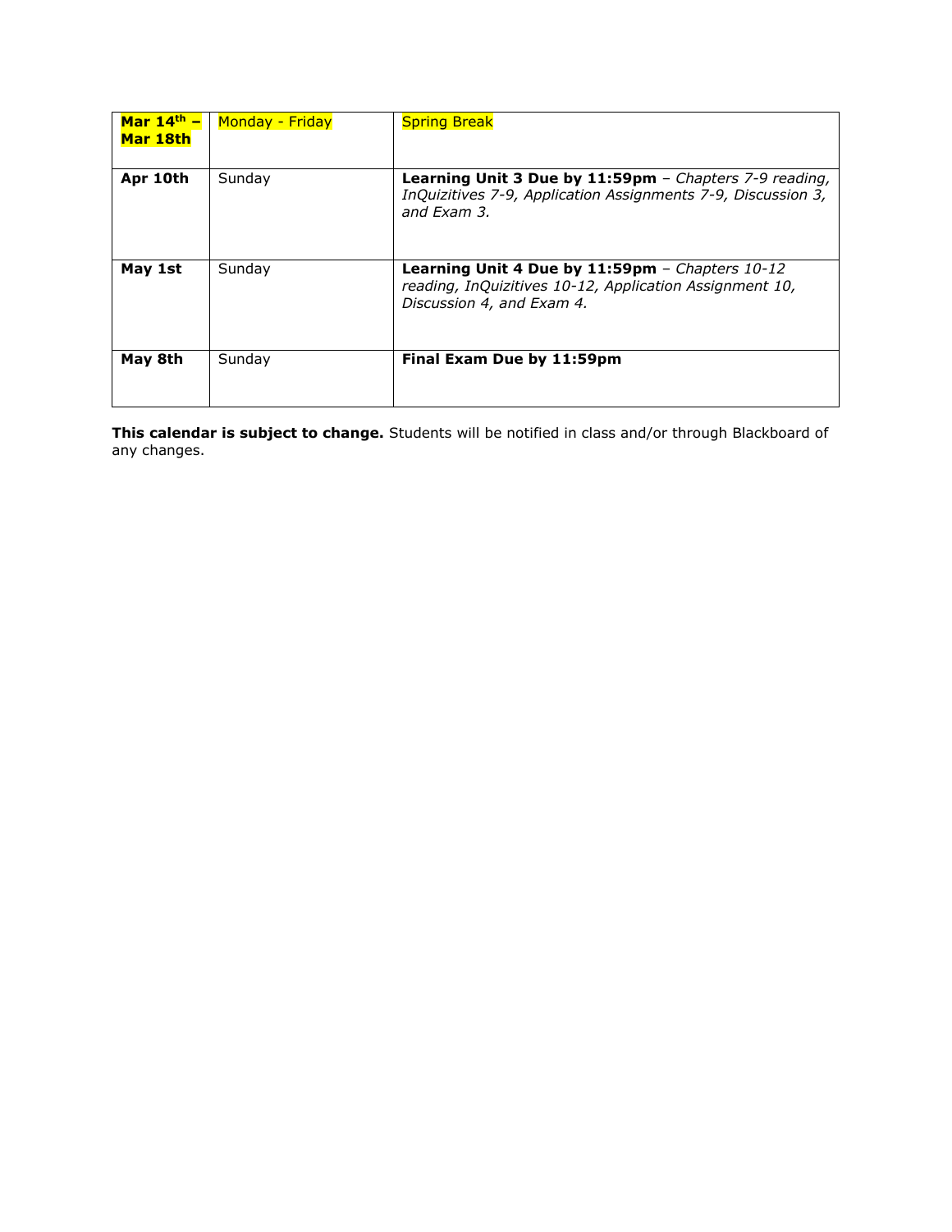| | | |
|---|---|---|
| **Mar 14th – Mar 18th** | Monday - Friday | Spring Break |
| **Apr 10th** | Sunday | **Learning Unit 3 Due by 11:59pm** – *Chapters 7-9 reading, InQuizitives 7-9, Application Assignments 7-9, Discussion 3, and Exam 3.* |
| **May 1st** | Sunday | **Learning Unit 4 Due by 11:59pm** – *Chapters 10-12 reading, InQuizitives 10-12, Application Assignment 10, Discussion 4, and Exam 4.* |
| **May 8th** | Sunday | **Final Exam Due by 11:59pm** |

**This calendar is subject to change.** Students will be notified in class and/or through Blackboard of any changes.